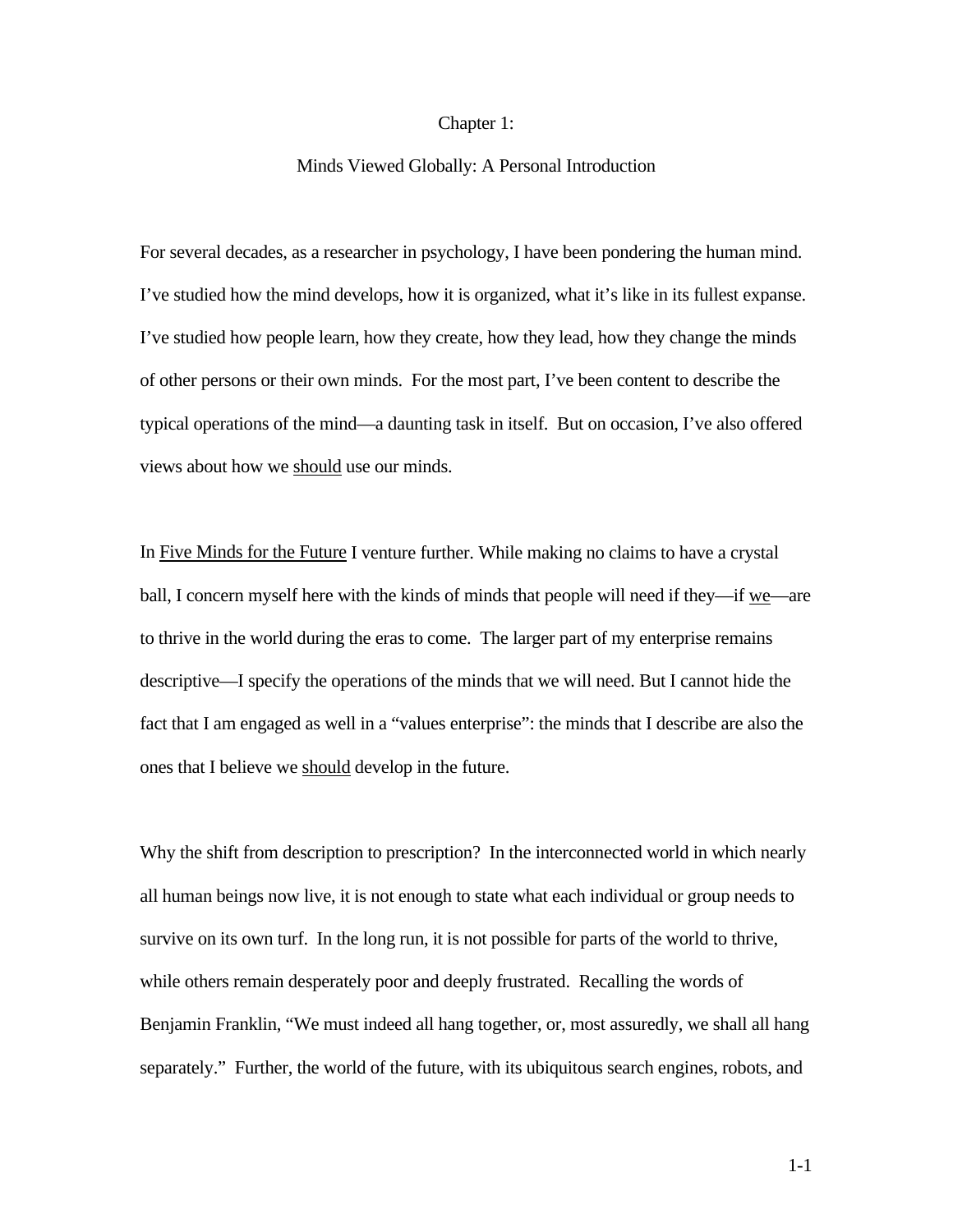# Chapter 1:

## Minds Viewed Globally: A Personal Introduction

For several decades, as a researcher in psychology, I have been pondering the human mind. I've studied how the mind develops, how it is organized, what it's like in its fullest expanse. I've studied how people learn, how they create, how they lead, how they change the minds of other persons or their own minds. For the most part, I've been content to describe the typical operations of the mind—a daunting task in itself. But on occasion, I've also offered views about how we <u>should</u> use our minds.

In <u>Five Minds for the Future</u> I venture further. While making no claims to have a crystal ball, I concern myself here with the kinds of minds that people will need if they—if <u>we</u>—are to thrive in the world during the eras to come. The larger part of my enterprise remains descriptive—I specify the operations of the minds that we will need. But I cannot hide the fact that I am engaged as well in a "values enterprise": the minds that I describe are also the ones that I believe we <u>should</u> develop in the future.

Why the shift from description to prescription? In the interconnected world in which nearly all human beings now live, it is not enough to state what each individual or group needs to survive on its own turf. In the long run, it is not possible for parts of the world to thrive, while others remain desperately poor and deeply frustrated. Recalling the words of Benjamin Franklin, "We must indeed all hang together, or, most assuredly, we shall all hang separately." Further, the world of the future, with its ubiquitous search engines, robots, and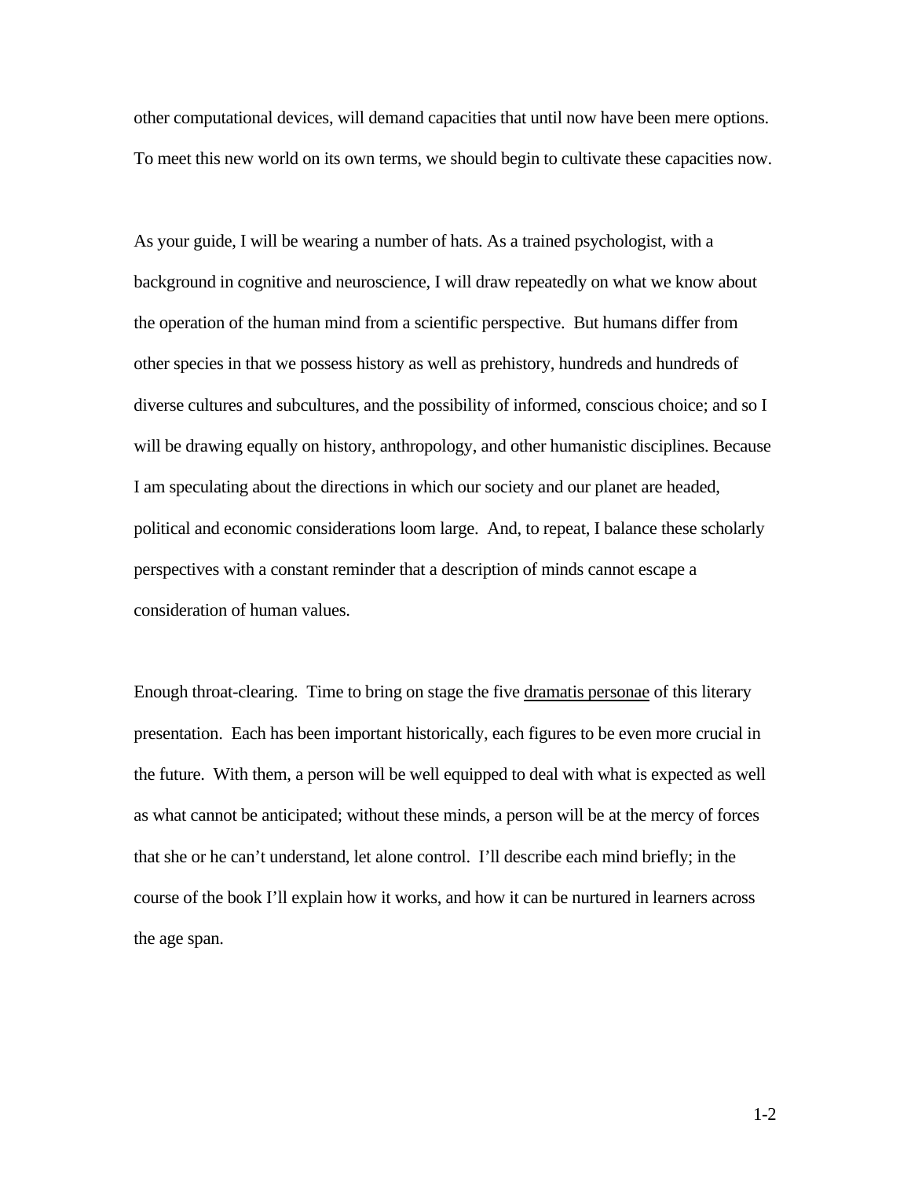other computational devices, will demand capacities that until now have been mere options. To meet this new world on its own terms, we should begin to cultivate these capacities now.

As your guide, I will be wearing a number of hats. As a trained psychologist, with a background in cognitive and neuroscience, I will draw repeatedly on what we know about the operation of the human mind from a scientific perspective. But humans differ from other species in that we possess history as well as prehistory, hundreds and hundreds of diverse cultures and subcultures, and the possibility of informed, conscious choice; and so I will be drawing equally on history, anthropology, and other humanistic disciplines. Because I am speculating about the directions in which our society and our planet are headed, political and economic considerations loom large. And, to repeat, I balance these scholarly perspectives with a constant reminder that a description of minds cannot escape a consideration of human values.

Enough throat-clearing. Time to bring on stage the five <u>dramatis personae</u> of this literary presentation. Each has been important historically, each figures to be even more crucial in the future. With them, a person will be well equipped to deal with what is expected as well as what cannot be anticipated; without these minds, a person will be at the mercy of forces that she or he can't understand, let alone control. I'll describe each mind briefly; in the course of the book I'll explain how it works, and how it can be nurtured in learners across the age span.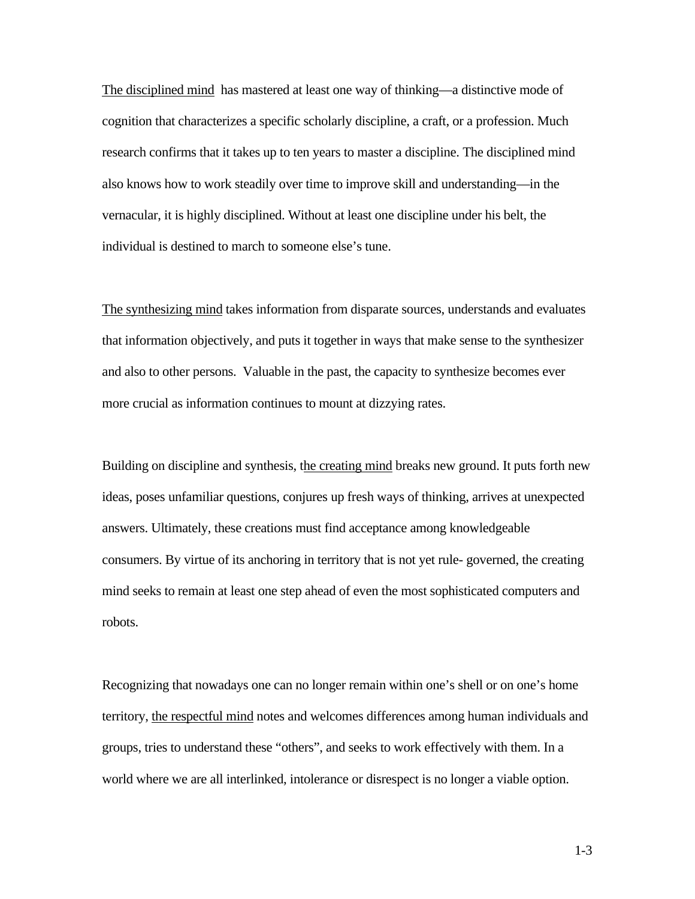<u>The disciplined mind</u> has mastered at least one way of thinking—a distinctive mode of cognition that characterizes a specific scholarly discipline, a craft, or a profession. Much research confirms that it takes up to ten years to master a discipline. The disciplined mind also knows how to work steadily over time to improve skill and understanding—in the vernacular, it is highly disciplined. Without at least one discipline under his belt, the individual is destined to march to someone else's tune.

<u>The synthesizing mind</u> takes information from disparate sources, understands and evaluates that information objectively, and puts it together in ways that make sense to the synthesizer and also to other persons. Valuable in the past, the capacity to synthesize becomes ever more crucial as information continues to mount at dizzying rates.

Building on discipline and synthesis, <u>the creating mind</u> breaks new ground. It puts forth new ideas, poses unfamiliar questions, conjures up fresh ways of thinking, arrives at unexpected answers. Ultimately, these creations must find acceptance among knowledgeable consumers. By virtue of its anchoring in territory that is not yet rule- governed, the creating mind seeks to remain at least one step ahead of even the most sophisticated computers and robots.

Recognizing that nowadays one can no longer remain within one's shell or on one's home territory, <u>the respectful mind</u> notes and welcomes differences among human individuals and groups, tries to understand these "others", and seeks to work effectively with them. In a world where we are all interlinked, intolerance or disrespect is no longer a viable option.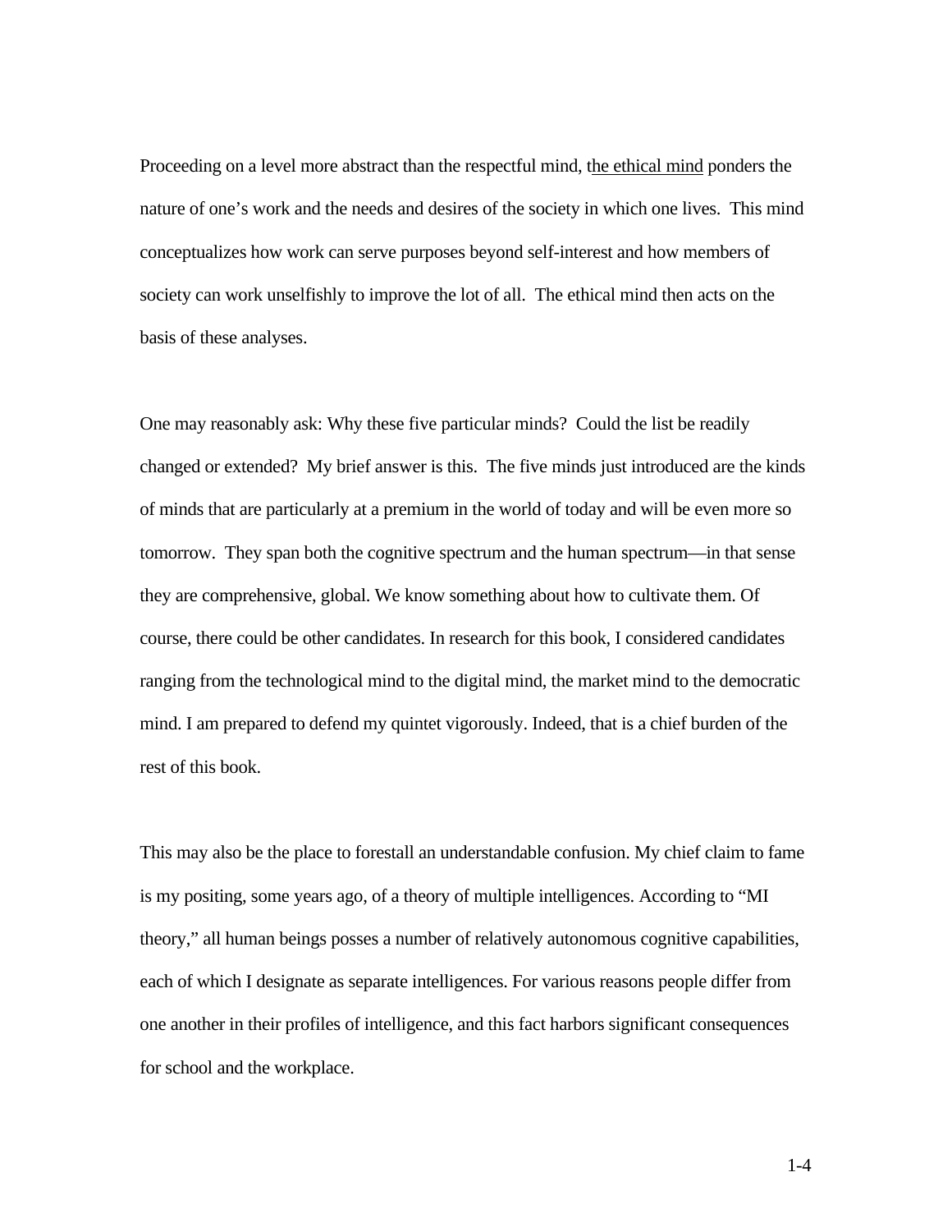Proceeding on a level more abstract than the respectful mind, t<u>he ethical mind</u> ponders the nature of one's work and the needs and desires of the society in which one lives. This mind conceptualizes how work can serve purposes beyond self-interest and how members of society can work unselfishly to improve the lot of all. The ethical mind then acts on the basis of these analyses.

One may reasonably ask: Why these five particular minds? Could the list be readily changed or extended? My brief answer is this. The five minds just introduced are the kinds of minds that are particularly at a premium in the world of today and will be even more so tomorrow. They span both the cognitive spectrum and the human spectrum—in that sense they are comprehensive, global. We know something about how to cultivate them. Of course, there could be other candidates. In research for this book, I considered candidates ranging from the technological mind to the digital mind, the market mind to the democratic mind. I am prepared to defend my quintet vigorously. Indeed, that is a chief burden of the rest of this book.

This may also be the place to forestall an understandable confusion. My chief claim to fame is my positing, some years ago, of a theory of multiple intelligences. According to "MI theory," all human beings posses a number of relatively autonomous cognitive capabilities, each of which I designate as separate intelligences. For various reasons people differ from one another in their profiles of intelligence, and this fact harbors significant consequences for school and the workplace.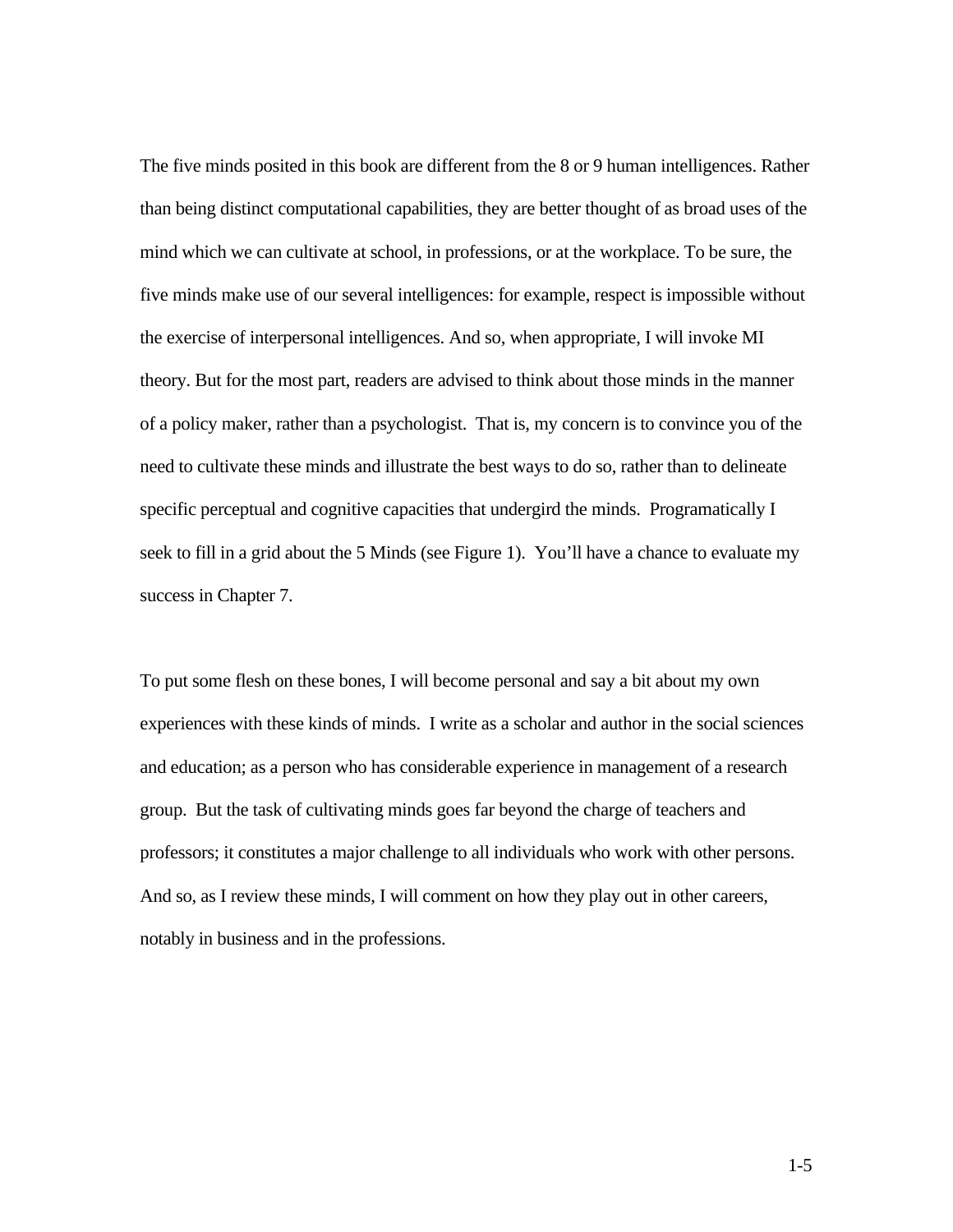The five minds posited in this book are different from the 8 or 9 human intelligences. Rather than being distinct computational capabilities, they are better thought of as broad uses of the mind which we can cultivate at school, in professions, or at the workplace. To be sure, the five minds make use of our several intelligences: for example, respect is impossible without the exercise of interpersonal intelligences. And so, when appropriate, I will invoke MI theory. But for the most part, readers are advised to think about those minds in the manner of a policy maker, rather than a psychologist.  That is, my concern is to convince you of the need to cultivate these minds and illustrate the best ways to do so, rather than to delineate specific perceptual and cognitive capacities that undergird the minds.  Programatically I seek to fill in a grid about the 5 Minds (see Figure 1).  You'll have a chance to evaluate my success in Chapter 7.

To put some flesh on these bones, I will become personal and say a bit about my own experiences with these kinds of minds.  I write as a scholar and author in the social sciences and education; as a person who has considerable experience in management of a research group.  But the task of cultivating minds goes far beyond the charge of teachers and professors; it constitutes a major challenge to all individuals who work with other persons. And so, as I review these minds, I will comment on how they play out in other careers, notably in business and in the professions.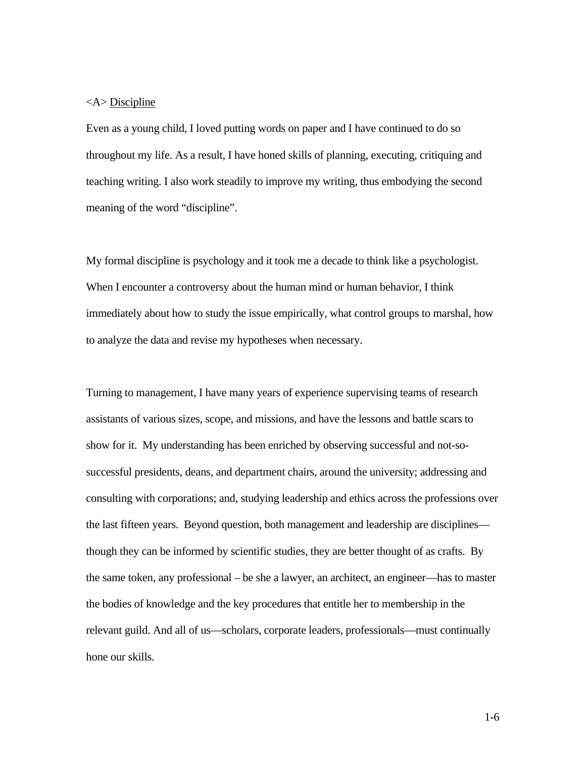<A> Discipline

Even as a young child, I loved putting words on paper and I have continued to do so throughout my life. As a result, I have honed skills of planning, executing, critiquing and teaching writing. I also work steadily to improve my writing, thus embodying the second meaning of the word "discipline".

My formal discipline is psychology and it took me a decade to think like a psychologist. When I encounter a controversy about the human mind or human behavior, I think immediately about how to study the issue empirically, what control groups to marshal, how to analyze the data and revise my hypotheses when necessary.

Turning to management, I have many years of experience supervising teams of research assistants of various sizes, scope, and missions, and have the lessons and battle scars to show for it. My understanding has been enriched by observing successful and not-so-successful presidents, deans, and department chairs, around the university; addressing and consulting with corporations; and, studying leadership and ethics across the professions over the last fifteen years. Beyond question, both management and leadership are disciplines—though they can be informed by scientific studies, they are better thought of as crafts. By the same token, any professional – be she a lawyer, an architect, an engineer—has to master the bodies of knowledge and the key procedures that entitle her to membership in the relevant guild. And all of us—scholars, corporate leaders, professionals—must continually hone our skills.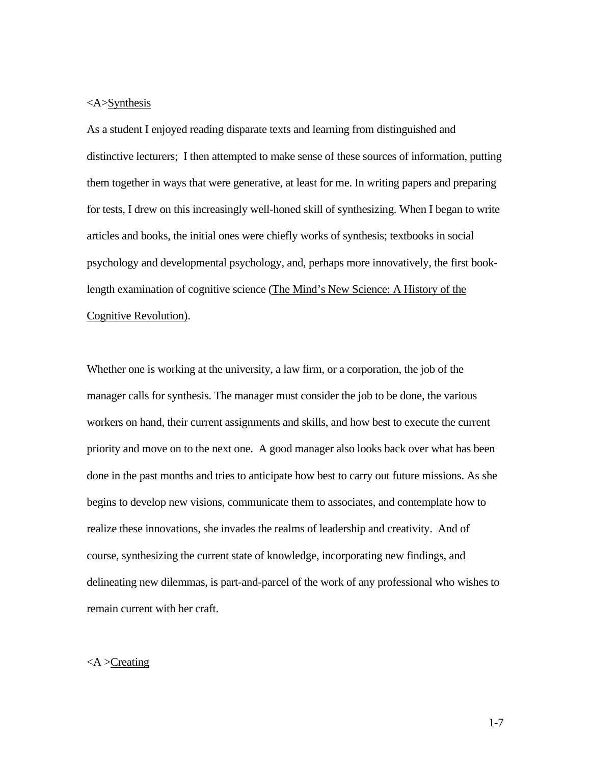## Synthesis

As a student I enjoyed reading disparate texts and learning from distinguished and distinctive lecturers; I then attempted to make sense of these sources of information, putting them together in ways that were generative, at least for me. In writing papers and preparing for tests, I drew on this increasingly well-honed skill of synthesizing. When I began to write articles and books, the initial ones were chiefly works of synthesis; textbooks in social psychology and developmental psychology, and, perhaps more innovatively, the first book-length examination of cognitive science (*The Mind's New Science: A History of the Cognitive Revolution*).

Whether one is working at the university, a law firm, or a corporation, the job of the manager calls for synthesis. The manager must consider the job to be done, the various workers on hand, their current assignments and skills, and how best to execute the current priority and move on to the next one. A good manager also looks back over what has been done in the past months and tries to anticipate how best to carry out future missions. As she begins to develop new visions, communicate them to associates, and contemplate how to realize these innovations, she invades the realms of leadership and creativity. And of course, synthesizing the current state of knowledge, incorporating new findings, and delineating new dilemmas, is part-and-parcel of the work of any professional who wishes to remain current with her craft.

## Creating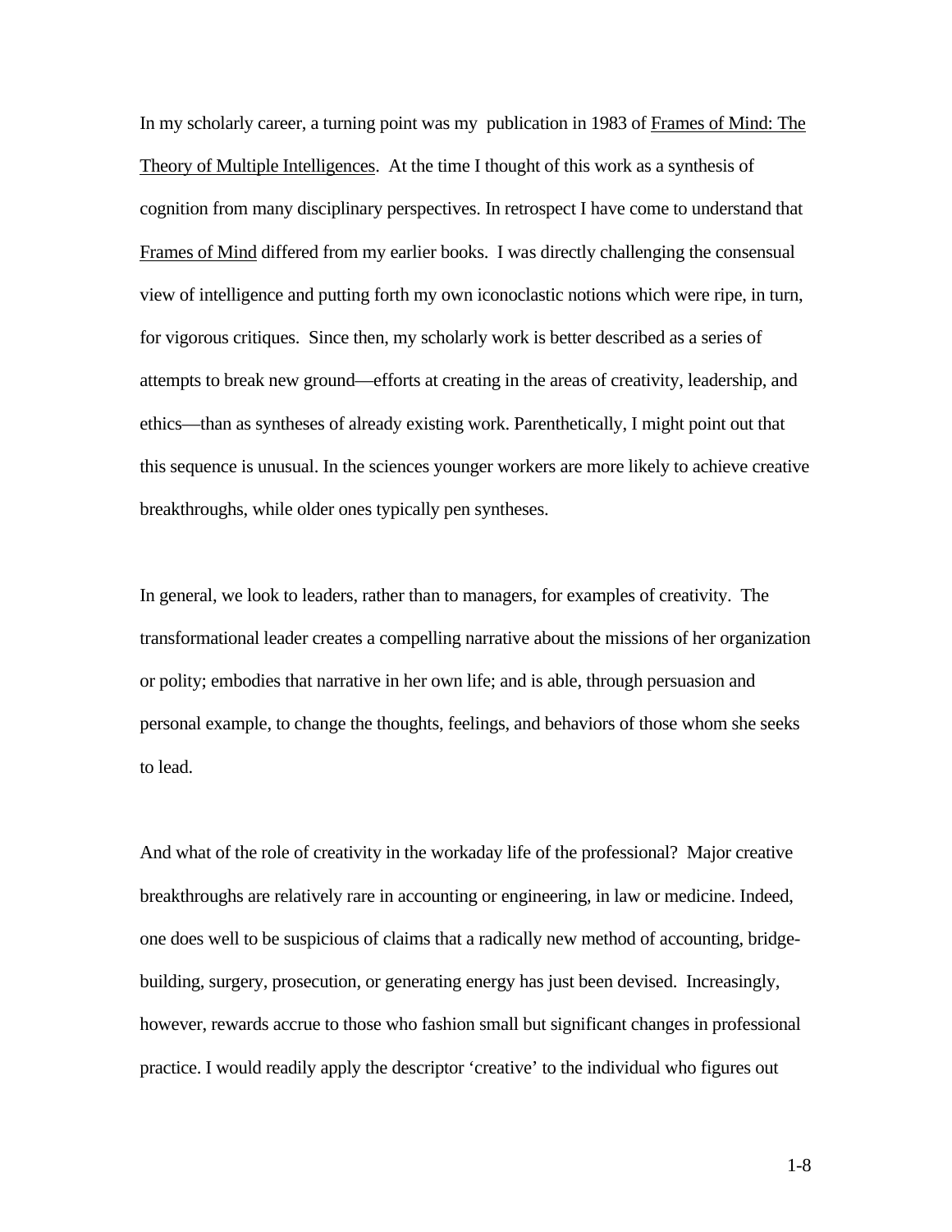In my scholarly career, a turning point was my publication in 1983 of Frames of Mind: The Theory of Multiple Intelligences. At the time I thought of this work as a synthesis of cognition from many disciplinary perspectives. In retrospect I have come to understand that Frames of Mind differed from my earlier books. I was directly challenging the consensual view of intelligence and putting forth my own iconoclastic notions which were ripe, in turn, for vigorous critiques. Since then, my scholarly work is better described as a series of attempts to break new ground—efforts at creating in the areas of creativity, leadership, and ethics—than as syntheses of already existing work. Parenthetically, I might point out that this sequence is unusual. In the sciences younger workers are more likely to achieve creative breakthroughs, while older ones typically pen syntheses.

In general, we look to leaders, rather than to managers, for examples of creativity. The transformational leader creates a compelling narrative about the missions of her organization or polity; embodies that narrative in her own life; and is able, through persuasion and personal example, to change the thoughts, feelings, and behaviors of those whom she seeks to lead.

And what of the role of creativity in the workaday life of the professional? Major creative breakthroughs are relatively rare in accounting or engineering, in law or medicine. Indeed, one does well to be suspicious of claims that a radically new method of accounting, bridge-building, surgery, prosecution, or generating energy has just been devised. Increasingly, however, rewards accrue to those who fashion small but significant changes in professional practice. I would readily apply the descriptor 'creative' to the individual who figures out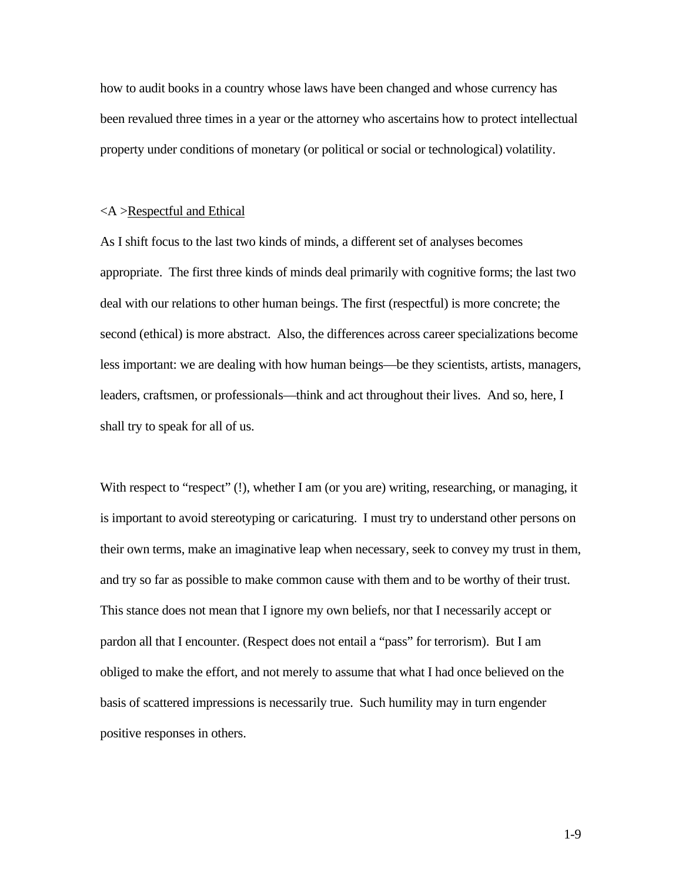how to audit books in a country whose laws have been changed and whose currency has been revalued three times in a year or the attorney who ascertains how to protect intellectual property under conditions of monetary (or political or social or technological) volatility.

<A ><u>Respectful and Ethical</u>

As I shift focus to the last two kinds of minds, a different set of analyses becomes appropriate. The first three kinds of minds deal primarily with cognitive forms; the last two deal with our relations to other human beings. The first (respectful) is more concrete; the second (ethical) is more abstract. Also, the differences across career specializations become less important: we are dealing with how human beings—be they scientists, artists, managers, leaders, craftsmen, or professionals—think and act throughout their lives. And so, here, I shall try to speak for all of us.

With respect to "respect" (!), whether I am (or you are) writing, researching, or managing, it is important to avoid stereotyping or caricaturing. I must try to understand other persons on their own terms, make an imaginative leap when necessary, seek to convey my trust in them, and try so far as possible to make common cause with them and to be worthy of their trust. This stance does not mean that I ignore my own beliefs, nor that I necessarily accept or pardon all that I encounter. (Respect does not entail a "pass" for terrorism). But I am obliged to make the effort, and not merely to assume that what I had once believed on the basis of scattered impressions is necessarily true. Such humility may in turn engender positive responses in others.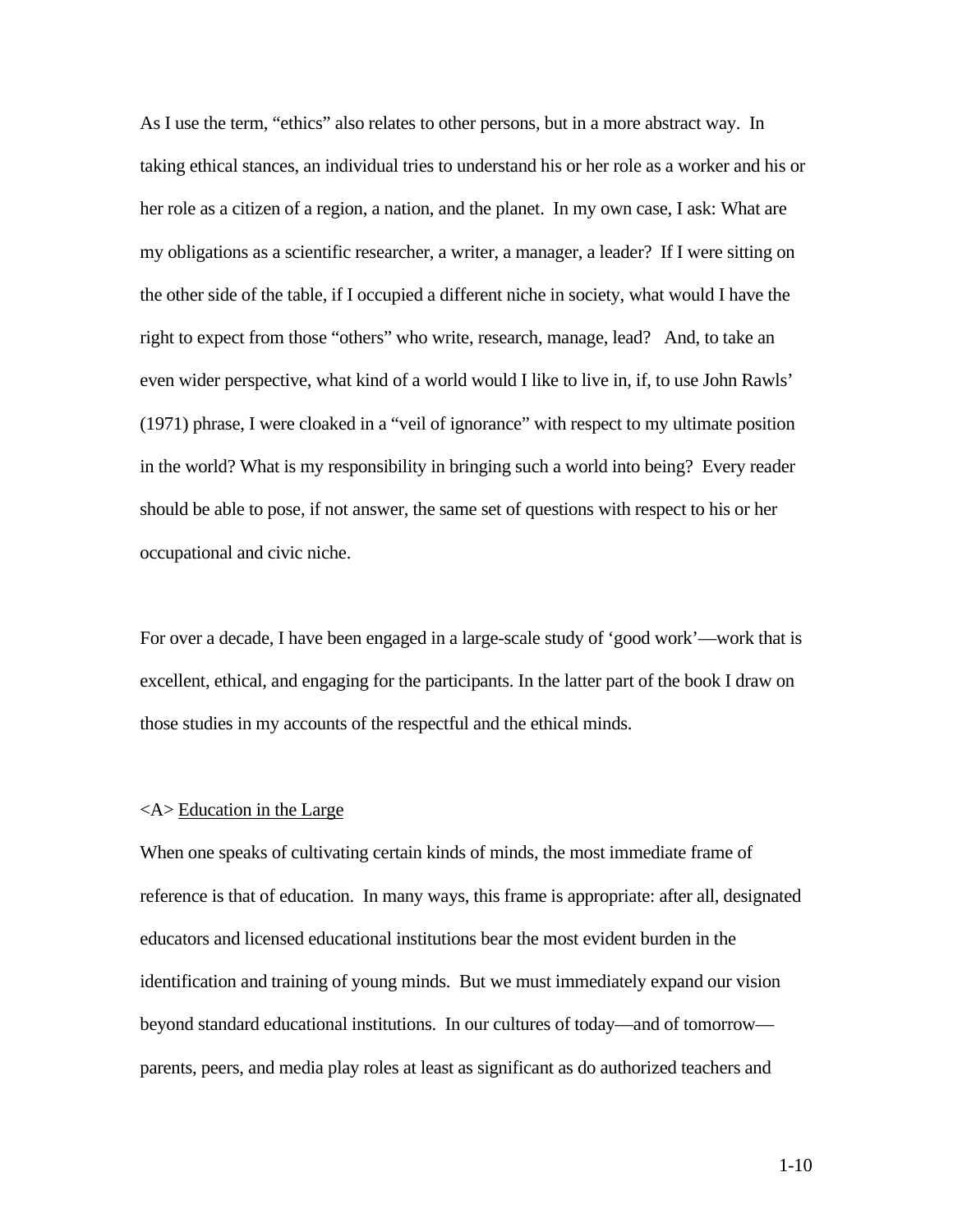As I use the term, "ethics" also relates to other persons, but in a more abstract way. In taking ethical stances, an individual tries to understand his or her role as a worker and his or her role as a citizen of a region, a nation, and the planet. In my own case, I ask: What are my obligations as a scientific researcher, a writer, a manager, a leader? If I were sitting on the other side of the table, if I occupied a different niche in society, what would I have the right to expect from those "others" who write, research, manage, lead? And, to take an even wider perspective, what kind of a world would I like to live in, if, to use John Rawls' (1971) phrase, I were cloaked in a "veil of ignorance" with respect to my ultimate position in the world? What is my responsibility in bringing such a world into being? Every reader should be able to pose, if not answer, the same set of questions with respect to his or her occupational and civic niche.

For over a decade, I have been engaged in a large-scale study of 'good work'—work that is excellent, ethical, and engaging for the participants. In the latter part of the book I draw on those studies in my accounts of the respectful and the ethical minds.

<A> Education in the Large

When one speaks of cultivating certain kinds of minds, the most immediate frame of reference is that of education. In many ways, this frame is appropriate: after all, designated educators and licensed educational institutions bear the most evident burden in the identification and training of young minds. But we must immediately expand our vision beyond standard educational institutions. In our cultures of today—and of tomorrow—parents, peers, and media play roles at least as significant as do authorized teachers and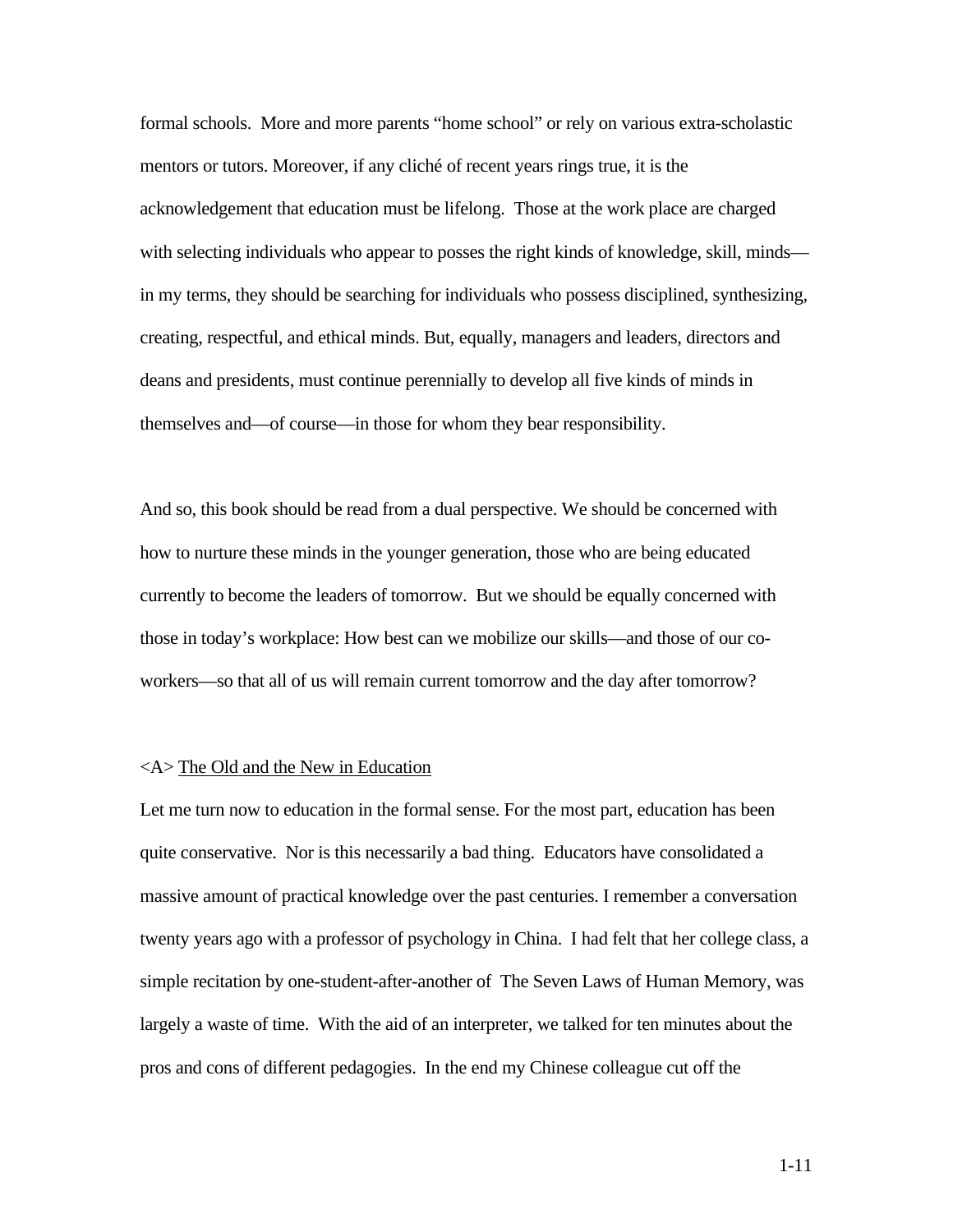formal schools. More and more parents "home school" or rely on various extra-scholastic mentors or tutors. Moreover, if any cliché of recent years rings true, it is the acknowledgement that education must be lifelong. Those at the work place are charged with selecting individuals who appear to posses the right kinds of knowledge, skill, minds—in my terms, they should be searching for individuals who possess disciplined, synthesizing, creating, respectful, and ethical minds. But, equally, managers and leaders, directors and deans and presidents, must continue perennially to develop all five kinds of minds in themselves and—of course—in those for whom they bear responsibility.

And so, this book should be read from a dual perspective. We should be concerned with how to nurture these minds in the younger generation, those who are being educated currently to become the leaders of tomorrow. But we should be equally concerned with those in today's workplace: How best can we mobilize our skills—and those of our co-workers—so that all of us will remain current tomorrow and the day after tomorrow?

<A> The Old and the New in Education

Let me turn now to education in the formal sense. For the most part, education has been quite conservative. Nor is this necessarily a bad thing. Educators have consolidated a massive amount of practical knowledge over the past centuries. I remember a conversation twenty years ago with a professor of psychology in China. I had felt that her college class, a simple recitation by one-student-after-another of The Seven Laws of Human Memory, was largely a waste of time. With the aid of an interpreter, we talked for ten minutes about the pros and cons of different pedagogies. In the end my Chinese colleague cut off the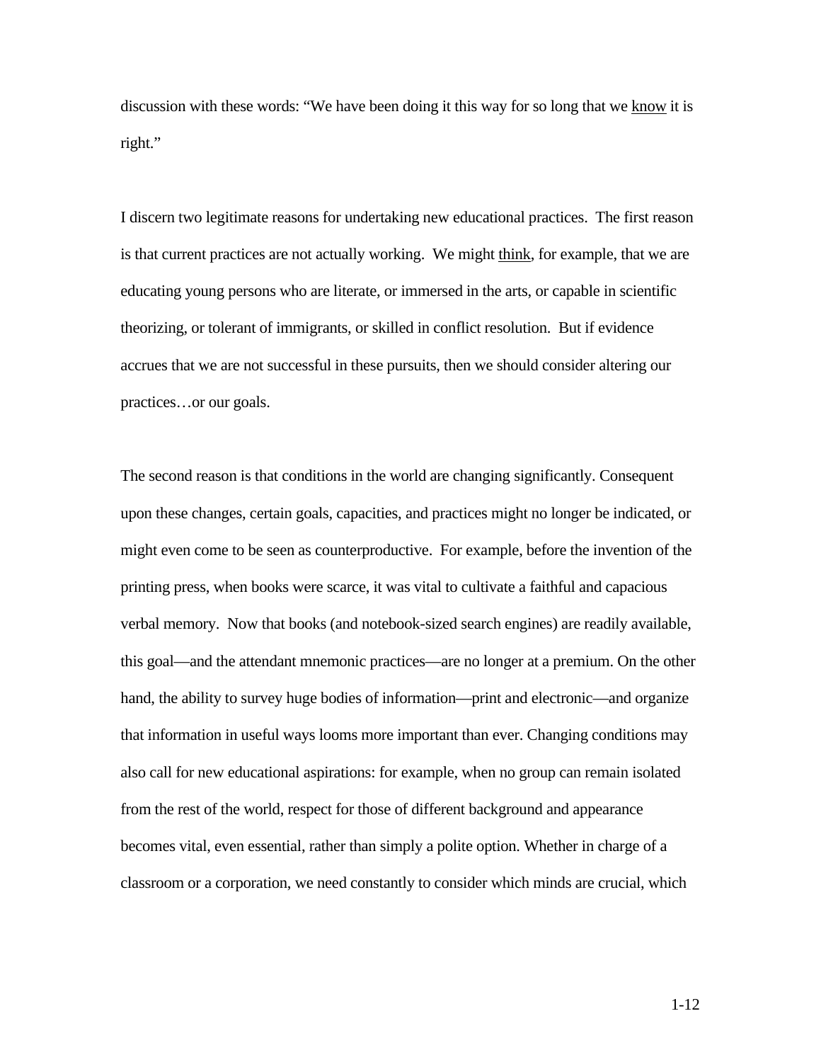discussion with these words: "We have been doing it this way for so long that we <u>know</u> it is right."

I discern two legitimate reasons for undertaking new educational practices. The first reason is that current practices are not actually working. We might <u>think</u>, for example, that we are educating young persons who are literate, or immersed in the arts, or capable in scientific theorizing, or tolerant of immigrants, or skilled in conflict resolution. But if evidence accrues that we are not successful in these pursuits, then we should consider altering our practices…or our goals.

The second reason is that conditions in the world are changing significantly. Consequent upon these changes, certain goals, capacities, and practices might no longer be indicated, or might even come to be seen as counterproductive. For example, before the invention of the printing press, when books were scarce, it was vital to cultivate a faithful and capacious verbal memory. Now that books (and notebook-sized search engines) are readily available, this goal—and the attendant mnemonic practices—are no longer at a premium. On the other hand, the ability to survey huge bodies of information—print and electronic—and organize that information in useful ways looms more important than ever. Changing conditions may also call for new educational aspirations: for example, when no group can remain isolated from the rest of the world, respect for those of different background and appearance becomes vital, even essential, rather than simply a polite option. Whether in charge of a classroom or a corporation, we need constantly to consider which minds are crucial, which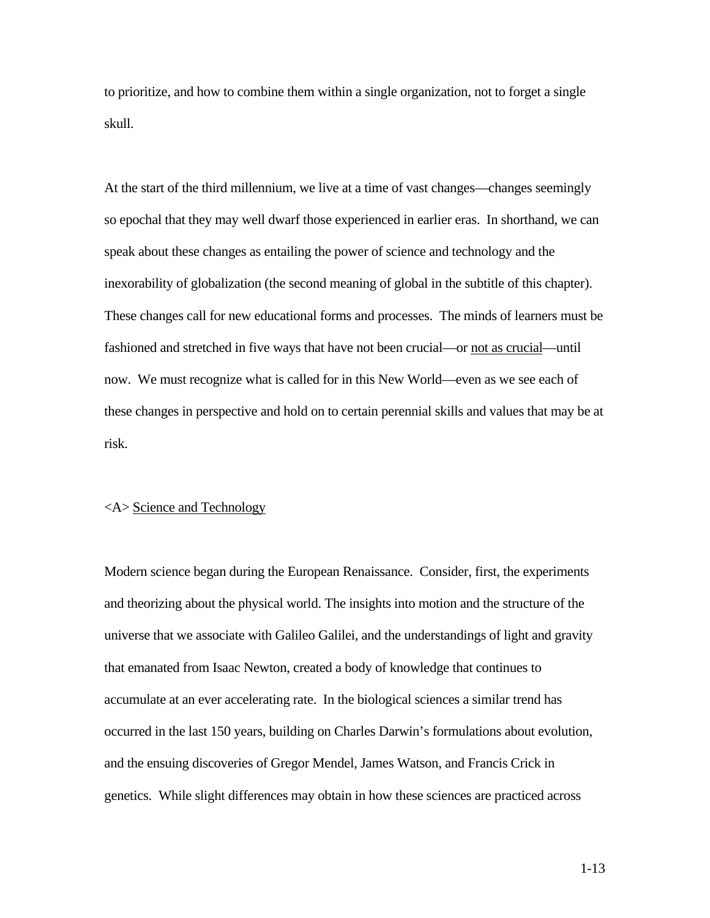to prioritize, and how to combine them within a single organization, not to forget a single skull.

At the start of the third millennium, we live at a time of vast changes—changes seemingly so epochal that they may well dwarf those experienced in earlier eras. In shorthand, we can speak about these changes as entailing the power of science and technology and the inexorability of globalization (the second meaning of global in the subtitle of this chapter). These changes call for new educational forms and processes. The minds of learners must be fashioned and stretched in five ways that have not been crucial—or <u>not as crucial</u>—until now. We must recognize what is called for in this New World—even as we see each of these changes in perspective and hold on to certain perennial skills and values that may be at risk.

<A> <u>Science and Technology</u>

Modern science began during the European Renaissance. Consider, first, the experiments and theorizing about the physical world. The insights into motion and the structure of the universe that we associate with Galileo Galilei, and the understandings of light and gravity that emanated from Isaac Newton, created a body of knowledge that continues to accumulate at an ever accelerating rate. In the biological sciences a similar trend has occurred in the last 150 years, building on Charles Darwin's formulations about evolution, and the ensuing discoveries of Gregor Mendel, James Watson, and Francis Crick in genetics. While slight differences may obtain in how these sciences are practiced across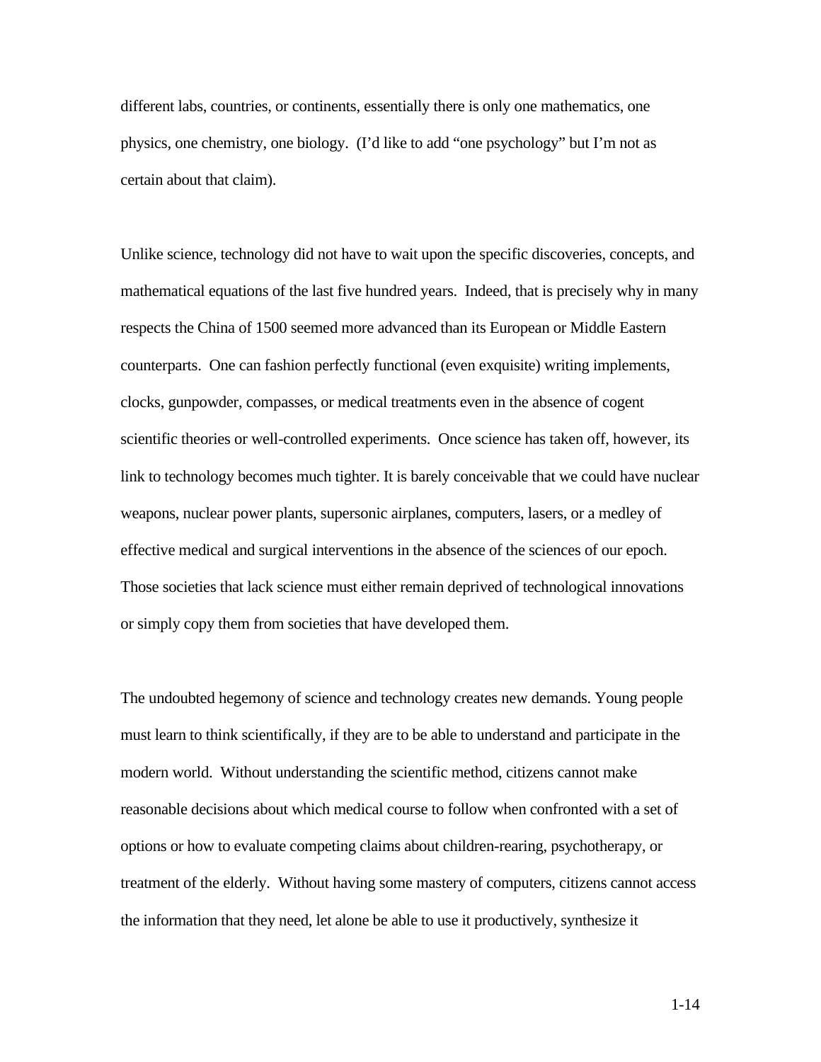different labs, countries, or continents, essentially there is only one mathematics, one physics, one chemistry, one biology. (I'd like to add "one psychology" but I'm not as certain about that claim).

Unlike science, technology did not have to wait upon the specific discoveries, concepts, and mathematical equations of the last five hundred years. Indeed, that is precisely why in many respects the China of 1500 seemed more advanced than its European or Middle Eastern counterparts. One can fashion perfectly functional (even exquisite) writing implements, clocks, gunpowder, compasses, or medical treatments even in the absence of cogent scientific theories or well-controlled experiments. Once science has taken off, however, its link to technology becomes much tighter. It is barely conceivable that we could have nuclear weapons, nuclear power plants, supersonic airplanes, computers, lasers, or a medley of effective medical and surgical interventions in the absence of the sciences of our epoch. Those societies that lack science must either remain deprived of technological innovations or simply copy them from societies that have developed them.

The undoubted hegemony of science and technology creates new demands. Young people must learn to think scientifically, if they are to be able to understand and participate in the modern world. Without understanding the scientific method, citizens cannot make reasonable decisions about which medical course to follow when confronted with a set of options or how to evaluate competing claims about children-rearing, psychotherapy, or treatment of the elderly. Without having some mastery of computers, citizens cannot access the information that they need, let alone be able to use it productively, synthesize it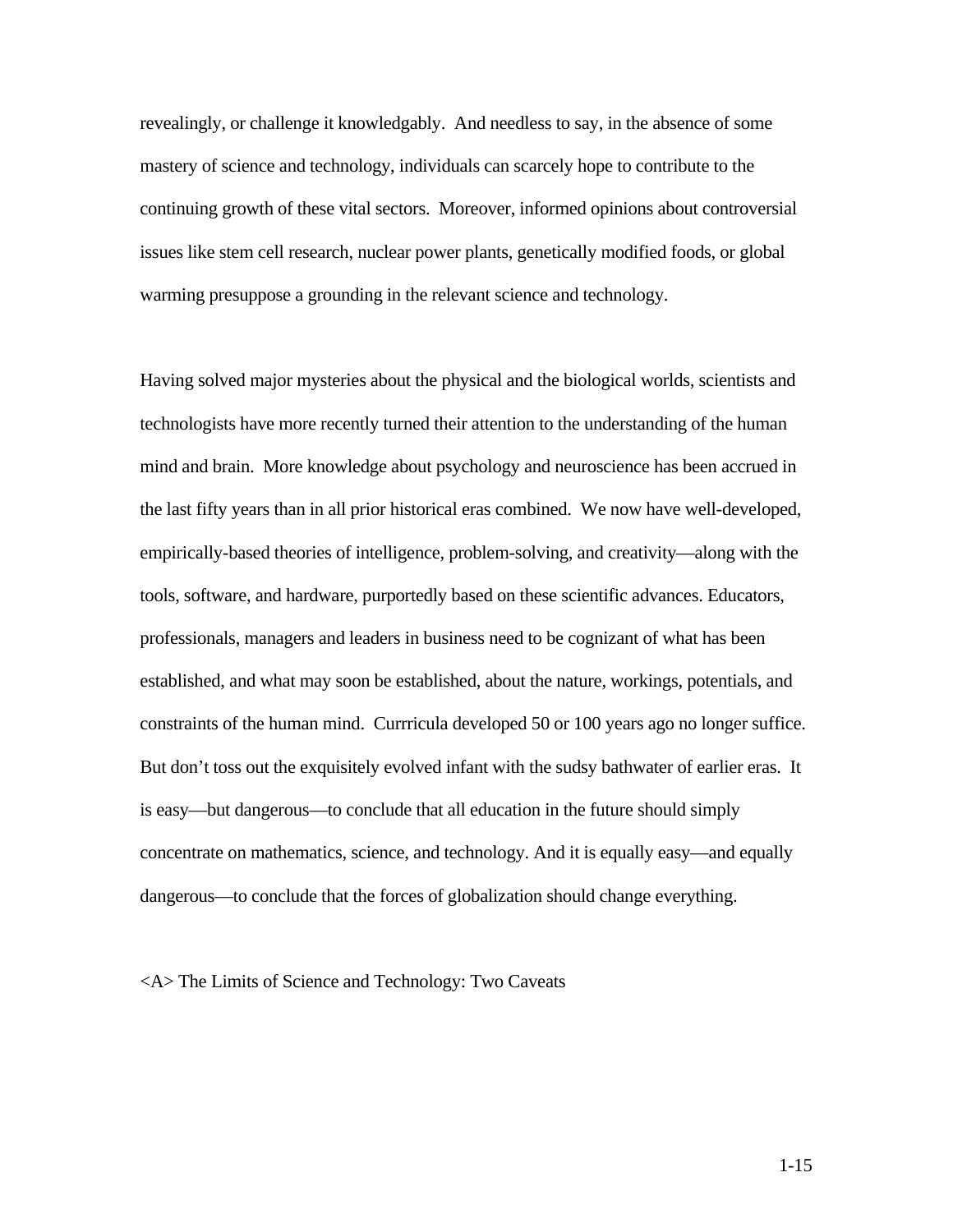revealingly, or challenge it knowledgably. And needless to say, in the absence of some mastery of science and technology, individuals can scarcely hope to contribute to the continuing growth of these vital sectors. Moreover, informed opinions about controversial issues like stem cell research, nuclear power plants, genetically modified foods, or global warming presuppose a grounding in the relevant science and technology.

Having solved major mysteries about the physical and the biological worlds, scientists and technologists have more recently turned their attention to the understanding of the human mind and brain. More knowledge about psychology and neuroscience has been accrued in the last fifty years than in all prior historical eras combined. We now have well-developed, empirically-based theories of intelligence, problem-solving, and creativity—along with the tools, software, and hardware, purportedly based on these scientific advances. Educators, professionals, managers and leaders in business need to be cognizant of what has been established, and what may soon be established, about the nature, workings, potentials, and constraints of the human mind. Currricula developed 50 or 100 years ago no longer suffice. But don't toss out the exquisitely evolved infant with the sudsy bathwater of earlier eras. It is easy—but dangerous—to conclude that all education in the future should simply concentrate on mathematics, science, and technology. And it is equally easy—and equally dangerous—to conclude that the forces of globalization should change everything.

## <A> The Limits of Science and Technology: Two Caveats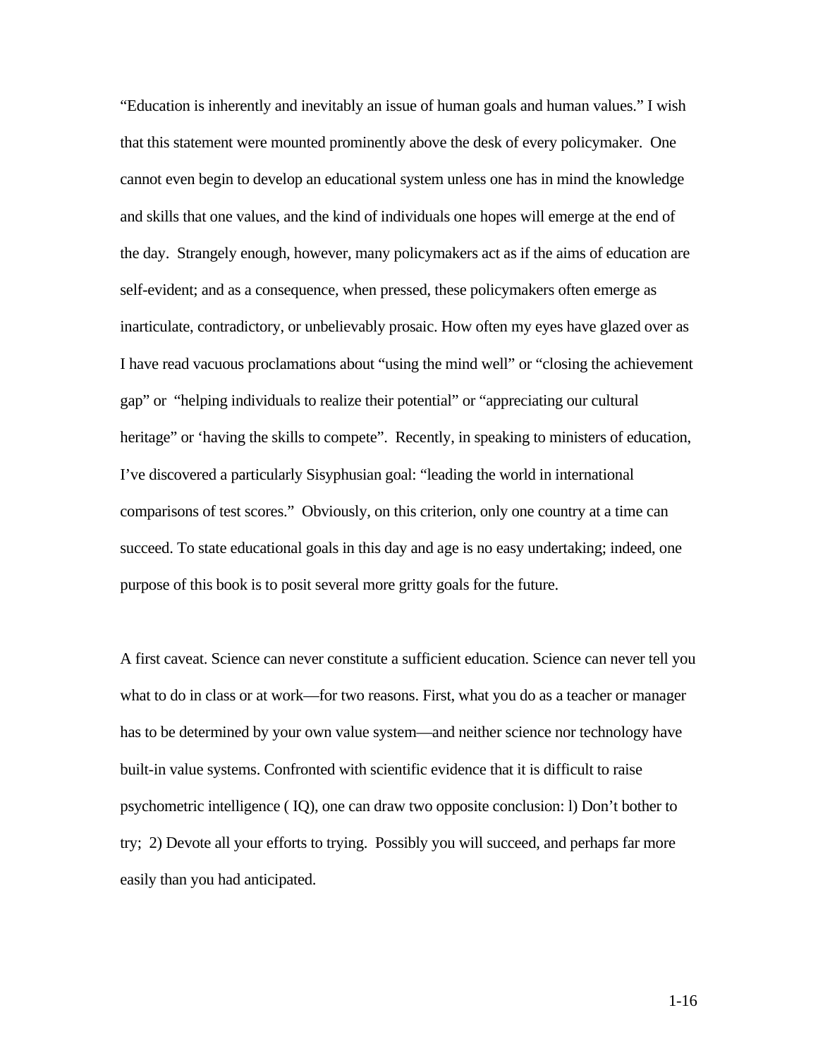"Education is inherently and inevitably an issue of human goals and human values." I wish that this statement were mounted prominently above the desk of every policymaker. One cannot even begin to develop an educational system unless one has in mind the knowledge and skills that one values, and the kind of individuals one hopes will emerge at the end of the day. Strangely enough, however, many policymakers act as if the aims of education are self-evident; and as a consequence, when pressed, these policymakers often emerge as inarticulate, contradictory, or unbelievably prosaic. How often my eyes have glazed over as I have read vacuous proclamations about "using the mind well" or "closing the achievement gap" or "helping individuals to realize their potential" or "appreciating our cultural heritage" or 'having the skills to compete". Recently, in speaking to ministers of education, I've discovered a particularly Sisyphusian goal: "leading the world in international comparisons of test scores." Obviously, on this criterion, only one country at a time can succeed. To state educational goals in this day and age is no easy undertaking; indeed, one purpose of this book is to posit several more gritty goals for the future.

A first caveat. Science can never constitute a sufficient education. Science can never tell you what to do in class or at work—for two reasons. First, what you do as a teacher or manager has to be determined by your own value system—and neither science nor technology have built-in value systems. Confronted with scientific evidence that it is difficult to raise psychometric intelligence ( IQ), one can draw two opposite conclusion: l) Don't bother to try; 2) Devote all your efforts to trying. Possibly you will succeed, and perhaps far more easily than you had anticipated.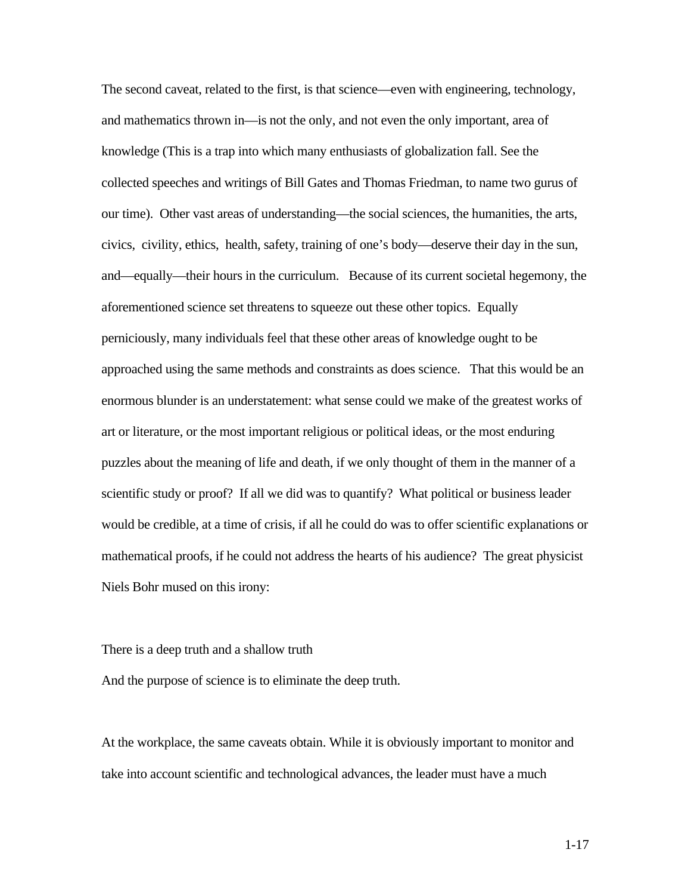The second caveat, related to the first, is that science—even with engineering, technology, and mathematics thrown in—is not the only, and not even the only important, area of knowledge (This is a trap into which many enthusiasts of globalization fall. See the collected speeches and writings of Bill Gates and Thomas Friedman, to name two gurus of our time). Other vast areas of understanding—the social sciences, the humanities, the arts, civics, civility, ethics, health, safety, training of one's body—deserve their day in the sun, and—equally—their hours in the curriculum. Because of its current societal hegemony, the aforementioned science set threatens to squeeze out these other topics. Equally perniciously, many individuals feel that these other areas of knowledge ought to be approached using the same methods and constraints as does science. That this would be an enormous blunder is an understatement: what sense could we make of the greatest works of art or literature, or the most important religious or political ideas, or the most enduring puzzles about the meaning of life and death, if we only thought of them in the manner of a scientific study or proof? If all we did was to quantify? What political or business leader would be credible, at a time of crisis, if all he could do was to offer scientific explanations or mathematical proofs, if he could not address the hearts of his audience? The great physicist Niels Bohr mused on this irony:

There is a deep truth and a shallow truth
And the purpose of science is to eliminate the deep truth.

At the workplace, the same caveats obtain. While it is obviously important to monitor and take into account scientific and technological advances, the leader must have a much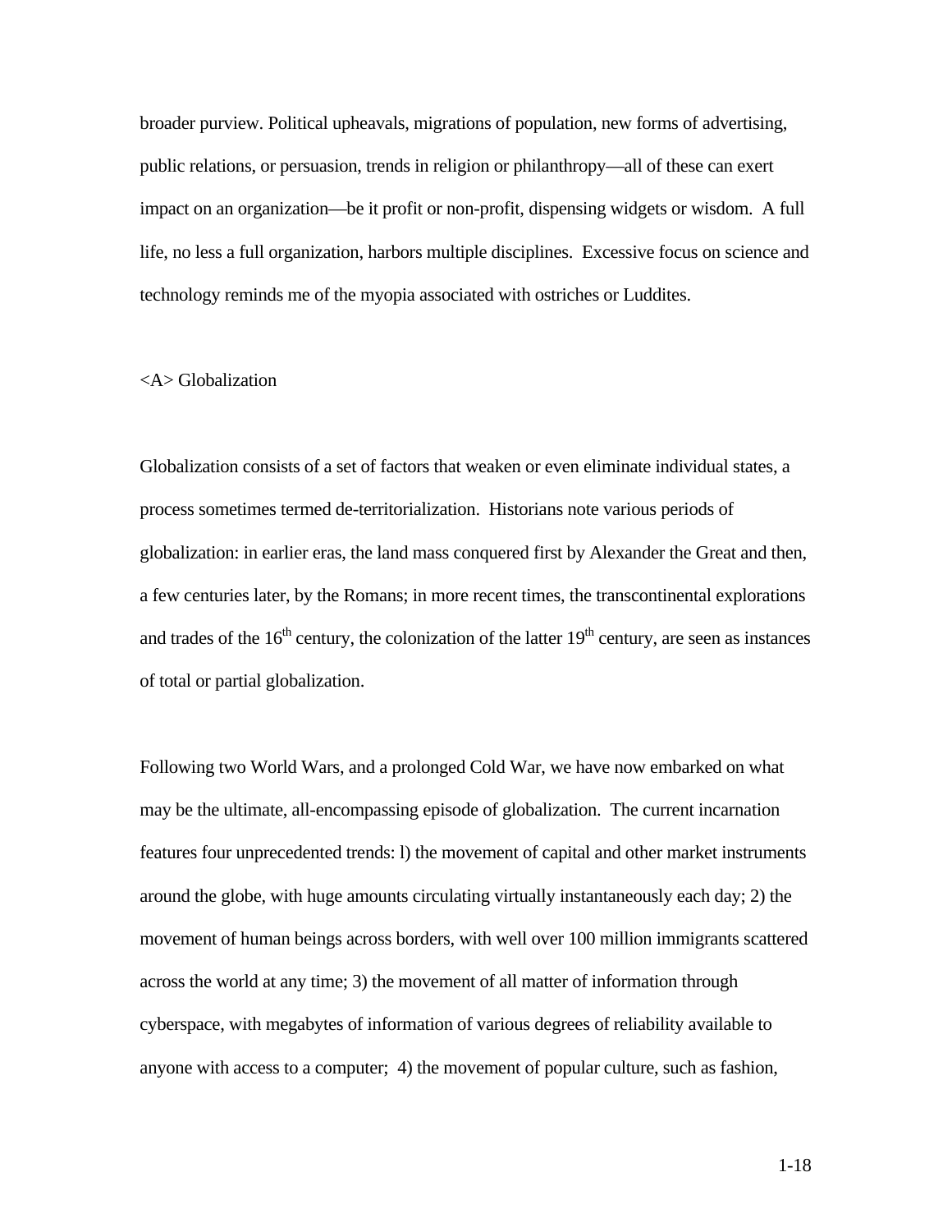broader purview. Political upheavals, migrations of population, new forms of advertising, public relations, or persuasion, trends in religion or philanthropy—all of these can exert impact on an organization—be it profit or non-profit, dispensing widgets or wisdom. A full life, no less a full organization, harbors multiple disciplines. Excessive focus on science and technology reminds me of the myopia associated with ostriches or Luddites.

<A> Globalization

Globalization consists of a set of factors that weaken or even eliminate individual states, a process sometimes termed de-territorialization. Historians note various periods of globalization: in earlier eras, the land mass conquered first by Alexander the Great and then, a few centuries later, by the Romans; in more recent times, the transcontinental explorations and trades of the 16th century, the colonization of the latter 19th century, are seen as instances of total or partial globalization.

Following two World Wars, and a prolonged Cold War, we have now embarked on what may be the ultimate, all-encompassing episode of globalization. The current incarnation features four unprecedented trends: l) the movement of capital and other market instruments around the globe, with huge amounts circulating virtually instantaneously each day; 2) the movement of human beings across borders, with well over 100 million immigrants scattered across the world at any time; 3) the movement of all matter of information through cyberspace, with megabytes of information of various degrees of reliability available to anyone with access to a computer; 4) the movement of popular culture, such as fashion,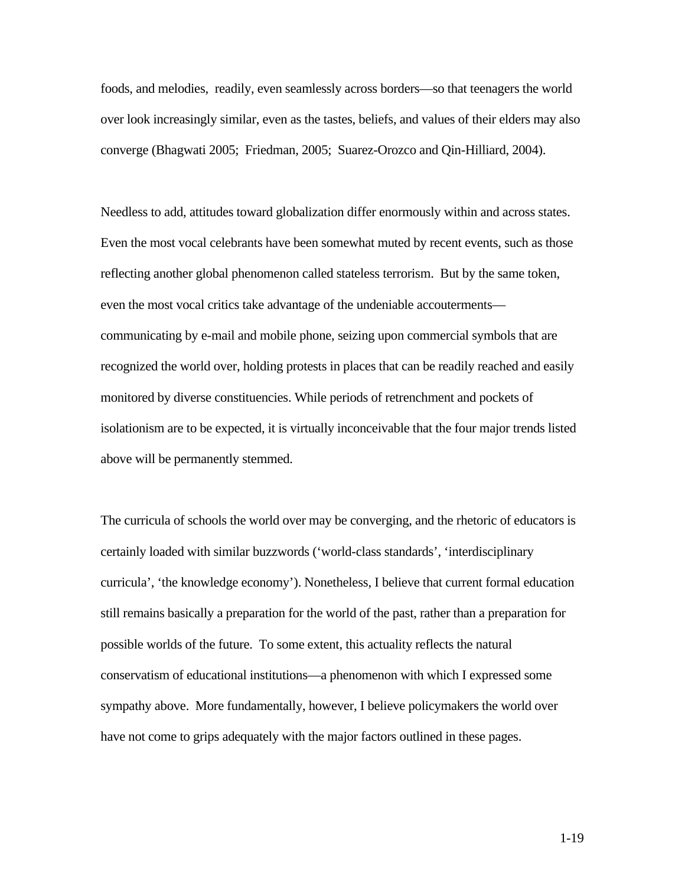foods, and melodies, readily, even seamlessly across borders—so that teenagers the world over look increasingly similar, even as the tastes, beliefs, and values of their elders may also converge (Bhagwati 2005; Friedman, 2005; Suarez-Orozco and Qin-Hilliard, 2004).

Needless to add, attitudes toward globalization differ enormously within and across states. Even the most vocal celebrants have been somewhat muted by recent events, such as those reflecting another global phenomenon called stateless terrorism. But by the same token, even the most vocal critics take advantage of the undeniable accouterments—communicating by e-mail and mobile phone, seizing upon commercial symbols that are recognized the world over, holding protests in places that can be readily reached and easily monitored by diverse constituencies. While periods of retrenchment and pockets of isolationism are to be expected, it is virtually inconceivable that the four major trends listed above will be permanently stemmed.

The curricula of schools the world over may be converging, and the rhetoric of educators is certainly loaded with similar buzzwords ('world-class standards', 'interdisciplinary curricula', 'the knowledge economy'). Nonetheless, I believe that current formal education still remains basically a preparation for the world of the past, rather than a preparation for possible worlds of the future. To some extent, this actuality reflects the natural conservatism of educational institutions—a phenomenon with which I expressed some sympathy above. More fundamentally, however, I believe policymakers the world over have not come to grips adequately with the major factors outlined in these pages.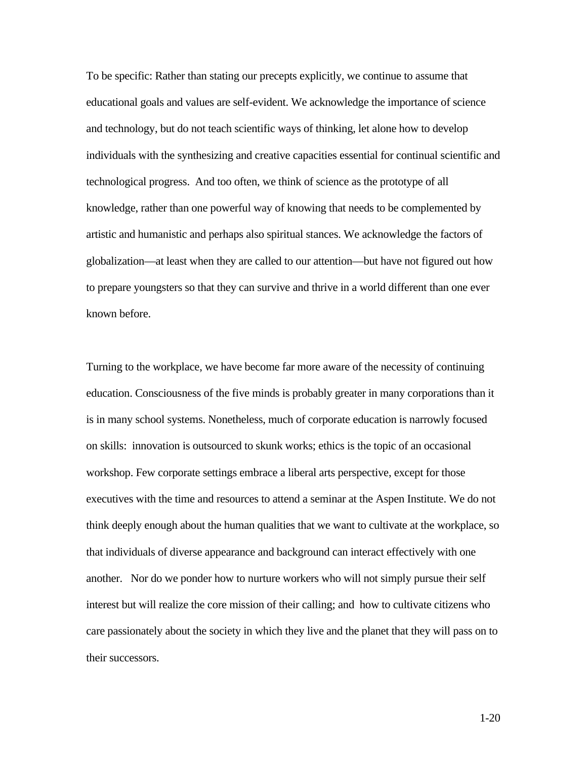To be specific: Rather than stating our precepts explicitly, we continue to assume that educational goals and values are self-evident. We acknowledge the importance of science and technology, but do not teach scientific ways of thinking, let alone how to develop individuals with the synthesizing and creative capacities essential for continual scientific and technological progress. And too often, we think of science as the prototype of all knowledge, rather than one powerful way of knowing that needs to be complemented by artistic and humanistic and perhaps also spiritual stances. We acknowledge the factors of globalization—at least when they are called to our attention—but have not figured out how to prepare youngsters so that they can survive and thrive in a world different than one ever known before.

Turning to the workplace, we have become far more aware of the necessity of continuing education. Consciousness of the five minds is probably greater in many corporations than it is in many school systems. Nonetheless, much of corporate education is narrowly focused on skills: innovation is outsourced to skunk works; ethics is the topic of an occasional workshop. Few corporate settings embrace a liberal arts perspective, except for those executives with the time and resources to attend a seminar at the Aspen Institute. We do not think deeply enough about the human qualities that we want to cultivate at the workplace, so that individuals of diverse appearance and background can interact effectively with one another. Nor do we ponder how to nurture workers who will not simply pursue their self interest but will realize the core mission of their calling; and how to cultivate citizens who care passionately about the society in which they live and the planet that they will pass on to their successors.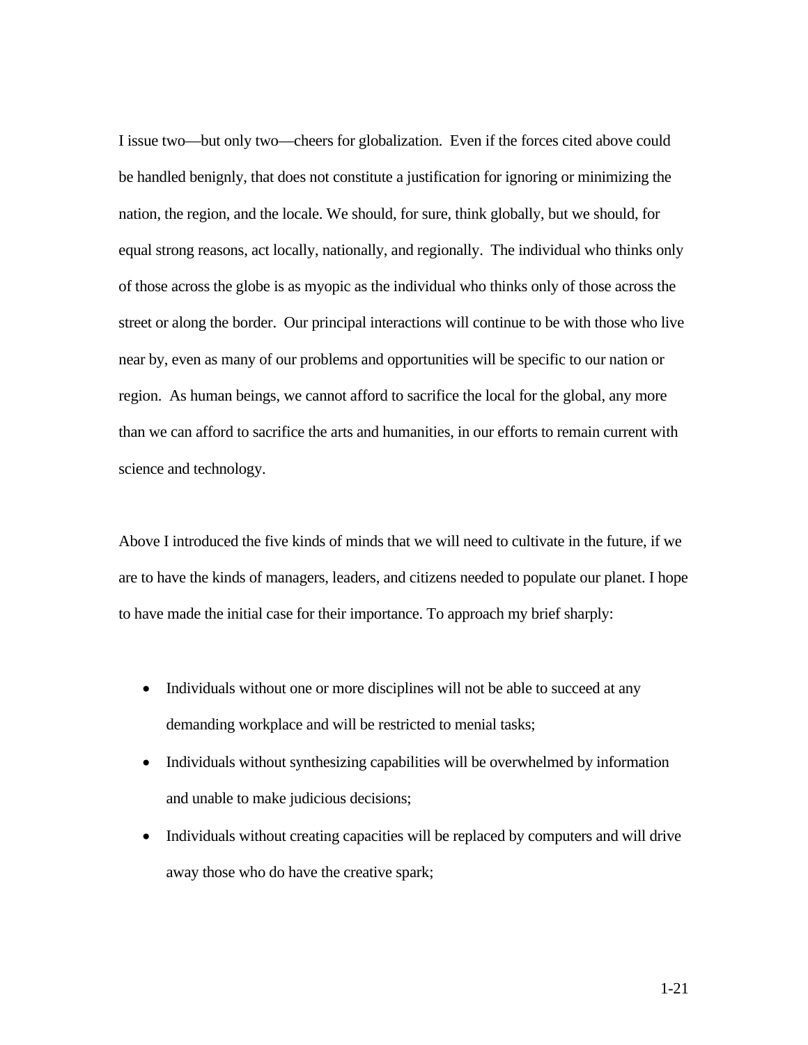I issue two—but only two—cheers for globalization. Even if the forces cited above could be handled benignly, that does not constitute a justification for ignoring or minimizing the nation, the region, and the locale. We should, for sure, think globally, but we should, for equal strong reasons, act locally, nationally, and regionally. The individual who thinks only of those across the globe is as myopic as the individual who thinks only of those across the street or along the border. Our principal interactions will continue to be with those who live near by, even as many of our problems and opportunities will be specific to our nation or region. As human beings, we cannot afford to sacrifice the local for the global, any more than we can afford to sacrifice the arts and humanities, in our efforts to remain current with science and technology.

Above I introduced the five kinds of minds that we will need to cultivate in the future, if we are to have the kinds of managers, leaders, and citizens needed to populate our planet. I hope to have made the initial case for their importance. To approach my brief sharply:

- Individuals without one or more disciplines will not be able to succeed at any demanding workplace and will be restricted to menial tasks;
- Individuals without synthesizing capabilities will be overwhelmed by information and unable to make judicious decisions;
- Individuals without creating capacities will be replaced by computers and will drive away those who do have the creative spark;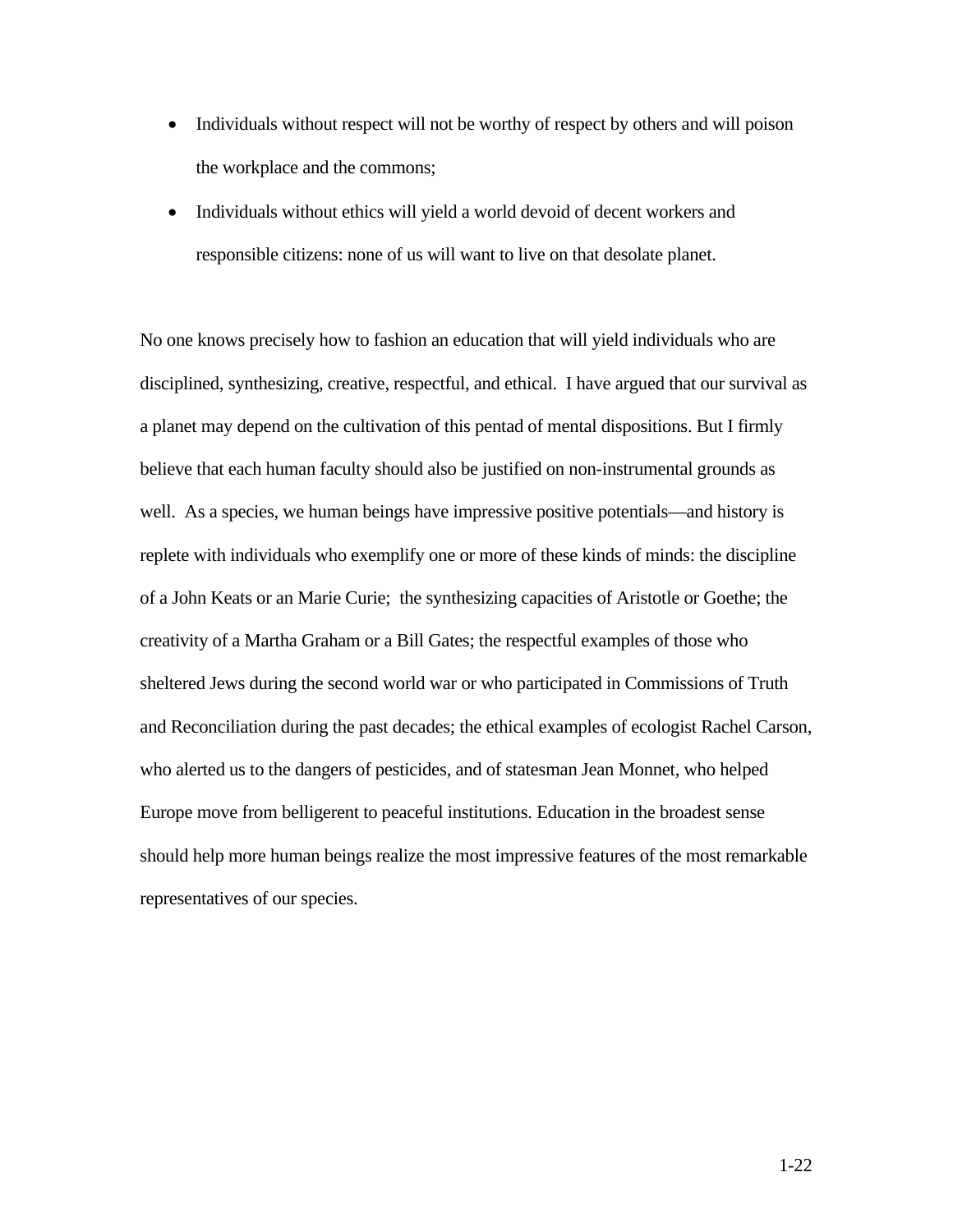- Individuals without respect will not be worthy of respect by others and will poison the workplace and the commons;
- Individuals without ethics will yield a world devoid of decent workers and responsible citizens: none of us will want to live on that desolate planet.

No one knows precisely how to fashion an education that will yield individuals who are disciplined, synthesizing, creative, respectful, and ethical. I have argued that our survival as a planet may depend on the cultivation of this pentad of mental dispositions. But I firmly believe that each human faculty should also be justified on non-instrumental grounds as well. As a species, we human beings have impressive positive potentials—and history is replete with individuals who exemplify one or more of these kinds of minds: the discipline of a John Keats or an Marie Curie; the synthesizing capacities of Aristotle or Goethe; the creativity of a Martha Graham or a Bill Gates; the respectful examples of those who sheltered Jews during the second world war or who participated in Commissions of Truth and Reconciliation during the past decades; the ethical examples of ecologist Rachel Carson, who alerted us to the dangers of pesticides, and of statesman Jean Monnet, who helped Europe move from belligerent to peaceful institutions. Education in the broadest sense should help more human beings realize the most impressive features of the most remarkable representatives of our species.